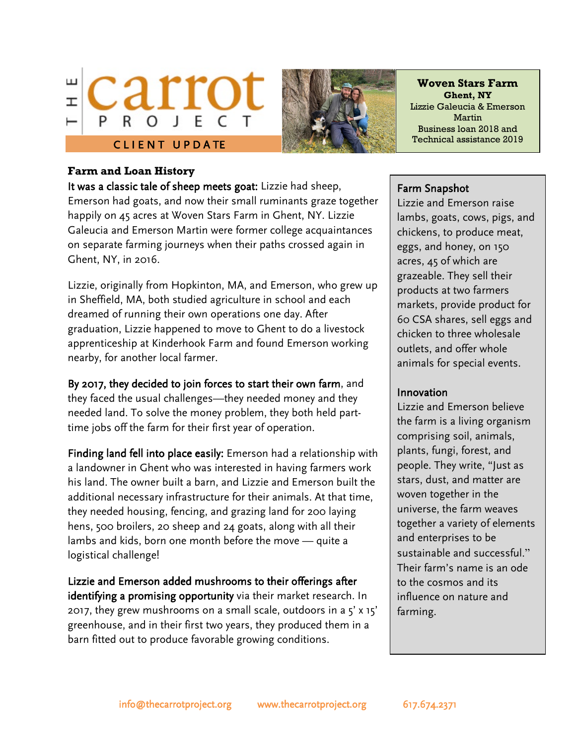# THE carrot PROJECT

CLIENT UPDATE

**Woven Stars Farm**
**Ghent, NY**
Lizzie Galeucia & Emerson Martin
Business loan 2018 and Technical assistance 2019

## Farm and Loan History

**It was a classic tale of sheep meets goat:** Lizzie had sheep, Emerson had goats, and now their small ruminants graze together happily on 45 acres at Woven Stars Farm in Ghent, NY. Lizzie Galeucia and Emerson Martin were former college acquaintances on separate farming journeys when their paths crossed again in Ghent, NY, in 2016.

Lizzie, originally from Hopkinton, MA, and Emerson, who grew up in Sheffield, MA, both studied agriculture in school and each dreamed of running their own operations one day. After graduation, Lizzie happened to move to Ghent to do a livestock apprenticeship at Kinderhook Farm and found Emerson working nearby, for another local farmer.

**By 2017, they decided to join forces to start their own farm**, and they faced the usual challenges—they needed money and they needed land. To solve the money problem, they both held part-time jobs off the farm for their first year of operation.

**Finding land fell into place easily:** Emerson had a relationship with a landowner in Ghent who was interested in having farmers work his land. The owner built a barn, and Lizzie and Emerson built the additional necessary infrastructure for their animals. At that time, they needed housing, fencing, and grazing land for 200 laying hens, 500 broilers, 20 sheep and 24 goats, along with all their lambs and kids, born one month before the move — quite a logistical challenge!

**Lizzie and Emerson added mushrooms to their offerings after identifying a promising opportunity** via their market research. In 2017, they grew mushrooms on a small scale, outdoors in a 5' x 15' greenhouse, and in their first two years, they produced them in a barn fitted out to produce favorable growing conditions.

### Farm Snapshot

Lizzie and Emerson raise lambs, goats, cows, pigs, and chickens, to produce meat, eggs, and honey, on 150 acres, 45 of which are grazeable. They sell their products at two farmers markets, provide product for 60 CSA shares, sell eggs and chicken to three wholesale outlets, and offer whole animals for special events.

### Innovation

Lizzie and Emerson believe the farm is a living organism comprising soil, animals, plants, fungi, forest, and people. They write, "Just as stars, dust, and matter are woven together in the universe, the farm weaves together a variety of elements and enterprises to be sustainable and successful." Their farm's name is an ode to the cosmos and its influence on nature and farming.

info@thecarrotproject.org www.thecarrotproject.org 617.674.2371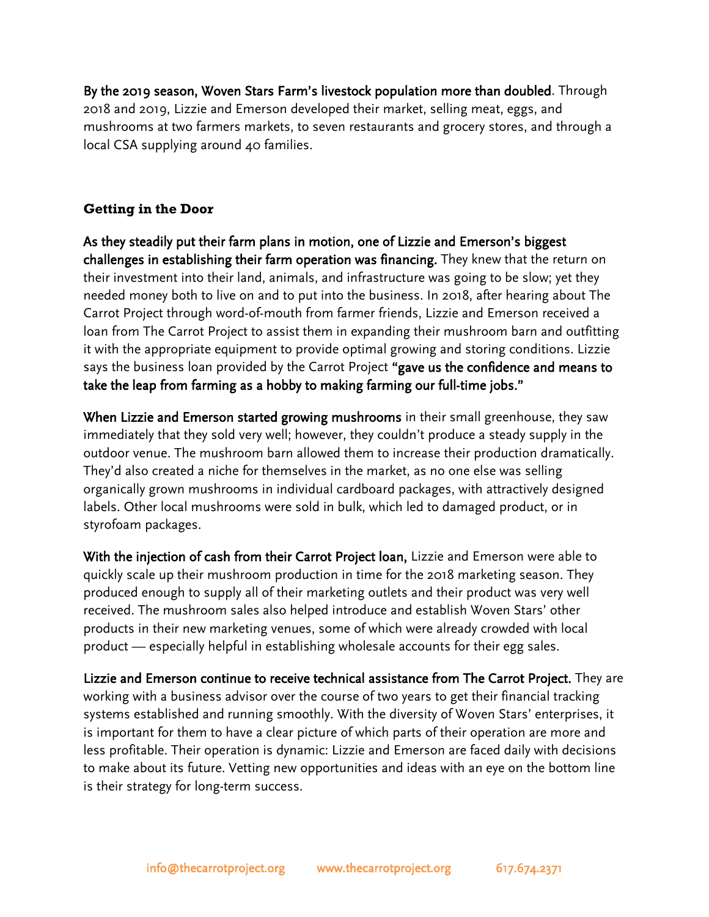**By the 2019 season, Woven Stars Farm's livestock population more than doubled**. Through 2018 and 2019, Lizzie and Emerson developed their market, selling meat, eggs, and mushrooms at two farmers markets, to seven restaurants and grocery stores, and through a local CSA supplying around 40 families.

### Getting in the Door

**As they steadily put their farm plans in motion, one of Lizzie and Emerson's biggest challenges in establishing their farm operation was financing.** They knew that the return on their investment into their land, animals, and infrastructure was going to be slow; yet they needed money both to live on and to put into the business. In 2018, after hearing about The Carrot Project through word-of-mouth from farmer friends, Lizzie and Emerson received a loan from The Carrot Project to assist them in expanding their mushroom barn and outfitting it with the appropriate equipment to provide optimal growing and storing conditions. Lizzie says the business loan provided by the Carrot Project **"gave us the confidence and means to take the leap from farming as a hobby to making farming our full-time jobs."**

**When Lizzie and Emerson started growing mushrooms** in their small greenhouse, they saw immediately that they sold very well; however, they couldn't produce a steady supply in the outdoor venue. The mushroom barn allowed them to increase their production dramatically. They'd also created a niche for themselves in the market, as no one else was selling organically grown mushrooms in individual cardboard packages, with attractively designed labels. Other local mushrooms were sold in bulk, which led to damaged product, or in styrofoam packages.

**With the injection of cash from their Carrot Project loan,** Lizzie and Emerson were able to quickly scale up their mushroom production in time for the 2018 marketing season. They produced enough to supply all of their marketing outlets and their product was very well received. The mushroom sales also helped introduce and establish Woven Stars' other products in their new marketing venues, some of which were already crowded with local product — especially helpful in establishing wholesale accounts for their egg sales.

**Lizzie and Emerson continue to receive technical assistance from The Carrot Project.** They are working with a business advisor over the course of two years to get their financial tracking systems established and running smoothly. With the diversity of Woven Stars' enterprises, it is important for them to have a clear picture of which parts of their operation are more and less profitable. Their operation is dynamic: Lizzie and Emerson are faced daily with decisions to make about its future. Vetting new opportunities and ideas with an eye on the bottom line is their strategy for long-term success.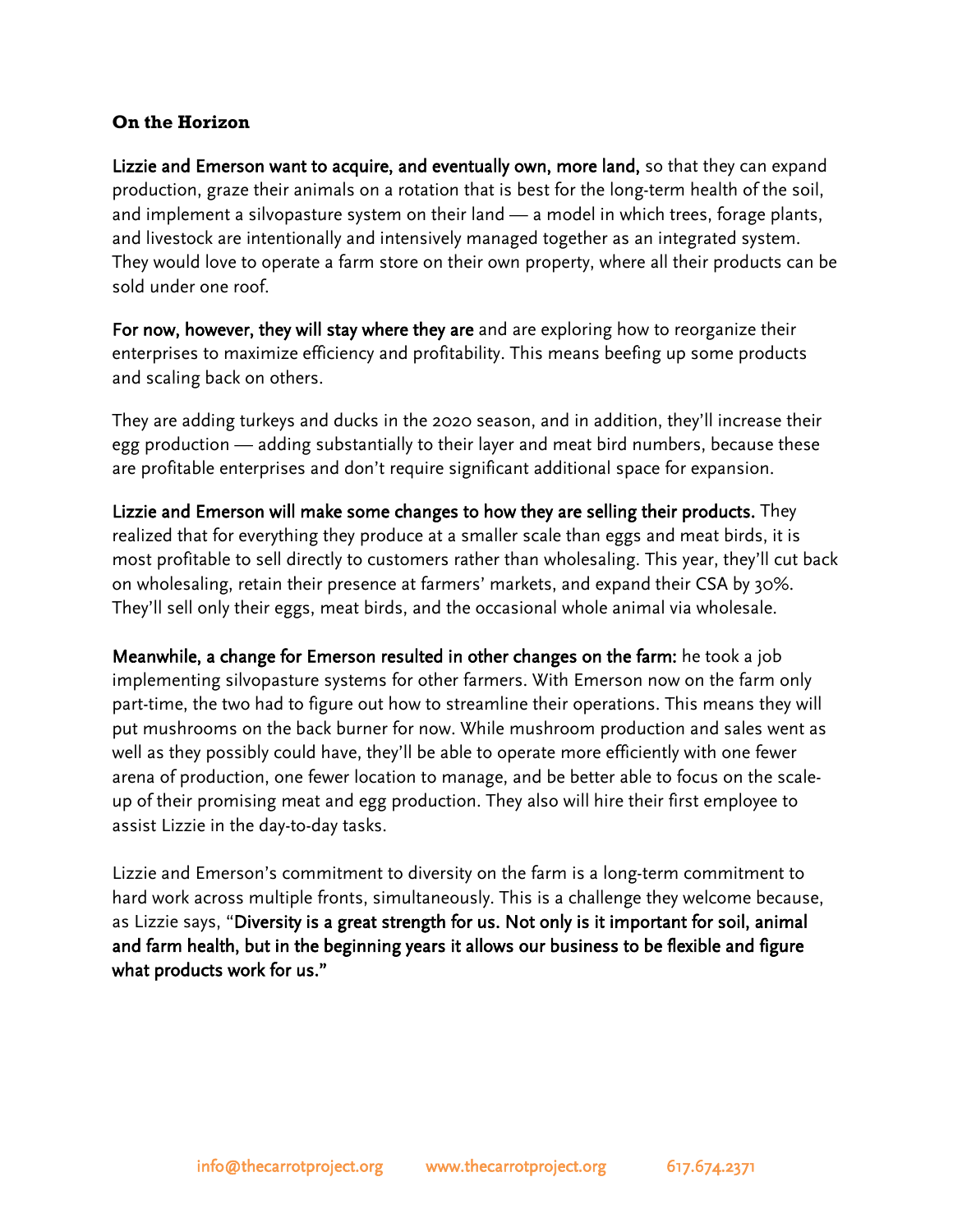### On the Horizon

**Lizzie and Emerson want to acquire, and eventually own, more land,** so that they can expand production, graze their animals on a rotation that is best for the long-term health of the soil, and implement a silvopasture system on their land — a model in which trees, forage plants, and livestock are intentionally and intensively managed together as an integrated system. They would love to operate a farm store on their own property, where all their products can be sold under one roof.

**For now, however, they will stay where they are** and are exploring how to reorganize their enterprises to maximize efficiency and profitability. This means beefing up some products and scaling back on others.

They are adding turkeys and ducks in the 2020 season, and in addition, they'll increase their egg production — adding substantially to their layer and meat bird numbers, because these are profitable enterprises and don't require significant additional space for expansion.

**Lizzie and Emerson will make some changes to how they are selling their products.** They realized that for everything they produce at a smaller scale than eggs and meat birds, it is most profitable to sell directly to customers rather than wholesaling. This year, they'll cut back on wholesaling, retain their presence at farmers' markets, and expand their CSA by 30%. They'll sell only their eggs, meat birds, and the occasional whole animal via wholesale.

**Meanwhile, a change for Emerson resulted in other changes on the farm:** he took a job implementing silvopasture systems for other farmers. With Emerson now on the farm only part-time, the two had to figure out how to streamline their operations. This means they will put mushrooms on the back burner for now. While mushroom production and sales went as well as they possibly could have, they'll be able to operate more efficiently with one fewer arena of production, one fewer location to manage, and be better able to focus on the scale-up of their promising meat and egg production. They also will hire their first employee to assist Lizzie in the day-to-day tasks.

Lizzie and Emerson's commitment to diversity on the farm is a long-term commitment to hard work across multiple fronts, simultaneously. This is a challenge they welcome because, as Lizzie says, "**Diversity is a great strength for us. Not only is it important for soil, animal and farm health, but in the beginning years it allows our business to be flexible and figure what products work for us."**

info@thecarrotproject.org www.thecarrotproject.org 617.674.2371